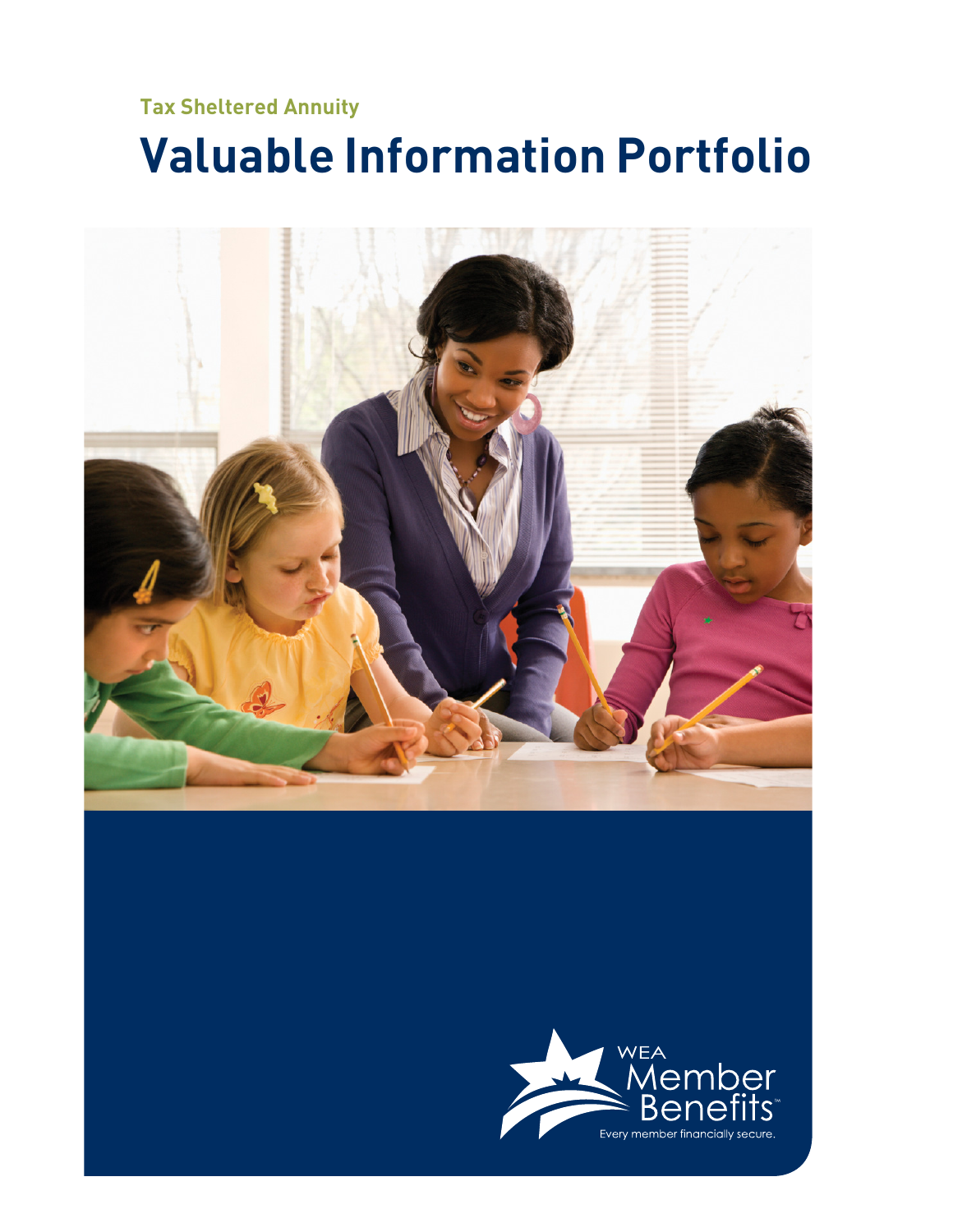Tax Sheltered Annuity

# Valuable Information Portfolio

WEA Member Benefits™

Every member financially secure.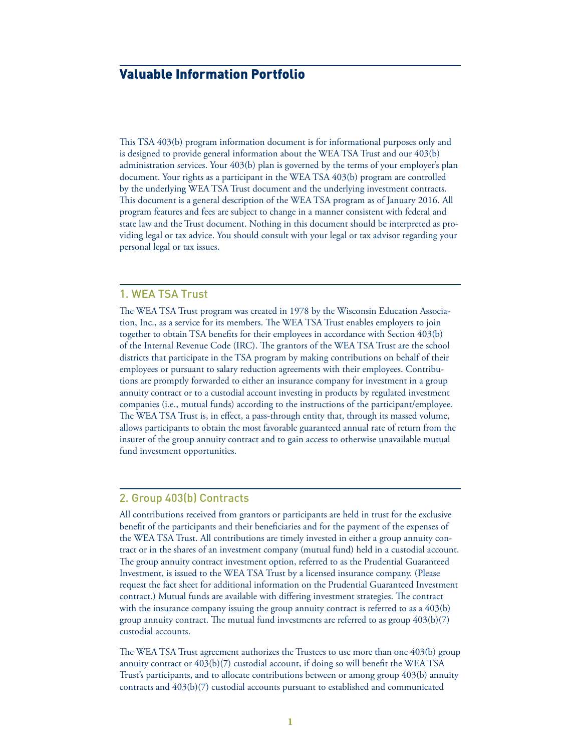# Valuable Information Portfolio

This TSA 403(b) program information document is for informational purposes only and is designed to provide general information about the WEA TSA Trust and our 403(b) administration services. Your 403(b) plan is governed by the terms of your employer's plan document. Your rights as a participant in the WEA TSA 403(b) program are controlled by the underlying WEA TSA Trust document and the underlying investment contracts. This document is a general description of the WEA TSA program as of January 2016. All program features and fees are subject to change in a manner consistent with federal and state law and the Trust document. Nothing in this document should be interpreted as providing legal or tax advice. You should consult with your legal or tax advisor regarding your personal legal or tax issues.

## 1. WEA TSA Trust

The WEA TSA Trust program was created in 1978 by the Wisconsin Education Association, Inc., as a service for its members. The WEA TSA Trust enables employers to join together to obtain TSA benefits for their employees in accordance with Section 403(b) of the Internal Revenue Code (IRC). The grantors of the WEA TSA Trust are the school districts that participate in the TSA program by making contributions on behalf of their employees or pursuant to salary reduction agreements with their employees. Contributions are promptly forwarded to either an insurance company for investment in a group annuity contract or to a custodial account investing in products by regulated investment companies (i.e., mutual funds) according to the instructions of the participant/employee. The WEA TSA Trust is, in effect, a pass-through entity that, through its massed volume, allows participants to obtain the most favorable guaranteed annual rate of return from the insurer of the group annuity contract and to gain access to otherwise unavailable mutual fund investment opportunities.

## 2. Group 403(b) Contracts

All contributions received from grantors or participants are held in trust for the exclusive benefit of the participants and their beneficiaries and for the payment of the expenses of the WEA TSA Trust. All contributions are timely invested in either a group annuity contract or in the shares of an investment company (mutual fund) held in a custodial account. The group annuity contract investment option, referred to as the Prudential Guaranteed Investment, is issued to the WEA TSA Trust by a licensed insurance company. (Please request the fact sheet for additional information on the Prudential Guaranteed Investment contract.) Mutual funds are available with differing investment strategies. The contract with the insurance company issuing the group annuity contract is referred to as a 403(b) group annuity contract. The mutual fund investments are referred to as group 403(b)(7) custodial accounts.

The WEA TSA Trust agreement authorizes the Trustees to use more than one 403(b) group annuity contract or 403(b)(7) custodial account, if doing so will benefit the WEA TSA Trust's participants, and to allocate contributions between or among group 403(b) annuity contracts and 403(b)(7) custodial accounts pursuant to established and communicated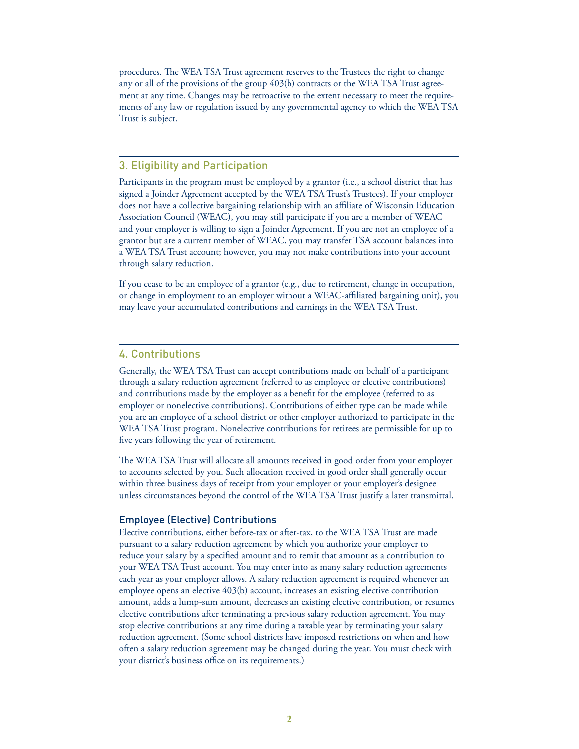procedures. The WEA TSA Trust agreement reserves to the Trustees the right to change any or all of the provisions of the group 403(b) contracts or the WEA TSA Trust agreement at any time. Changes may be retroactive to the extent necessary to meet the requirements of any law or regulation issued by any governmental agency to which the WEA TSA Trust is subject.

## 3. Eligibility and Participation

Participants in the program must be employed by a grantor (i.e., a school district that has signed a Joinder Agreement accepted by the WEA TSA Trust's Trustees). If your employer does not have a collective bargaining relationship with an affiliate of Wisconsin Education Association Council (WEAC), you may still participate if you are a member of WEAC and your employer is willing to sign a Joinder Agreement. If you are not an employee of a grantor but are a current member of WEAC, you may transfer TSA account balances into a WEA TSA Trust account; however, you may not make contributions into your account through salary reduction.

If you cease to be an employee of a grantor (e.g., due to retirement, change in occupation, or change in employment to an employer without a WEAC-affiliated bargaining unit), you may leave your accumulated contributions and earnings in the WEA TSA Trust.

## 4. Contributions

Generally, the WEA TSA Trust can accept contributions made on behalf of a participant through a salary reduction agreement (referred to as employee or elective contributions) and contributions made by the employer as a benefit for the employee (referred to as employer or nonelective contributions). Contributions of either type can be made while you are an employee of a school district or other employer authorized to participate in the WEA TSA Trust program. Nonelective contributions for retirees are permissible for up to five years following the year of retirement.

The WEA TSA Trust will allocate all amounts received in good order from your employer to accounts selected by you. Such allocation received in good order shall generally occur within three business days of receipt from your employer or your employer's designee unless circumstances beyond the control of the WEA TSA Trust justify a later transmittal.

### Employee (Elective) Contributions

Elective contributions, either before-tax or after-tax, to the WEA TSA Trust are made pursuant to a salary reduction agreement by which you authorize your employer to reduce your salary by a specified amount and to remit that amount as a contribution to your WEA TSA Trust account. You may enter into as many salary reduction agreements each year as your employer allows. A salary reduction agreement is required whenever an employee opens an elective 403(b) account, increases an existing elective contribution amount, adds a lump-sum amount, decreases an existing elective contribution, or resumes elective contributions after terminating a previous salary reduction agreement. You may stop elective contributions at any time during a taxable year by terminating your salary reduction agreement. (Some school districts have imposed restrictions on when and how often a salary reduction agreement may be changed during the year. You must check with your district's business office on its requirements.)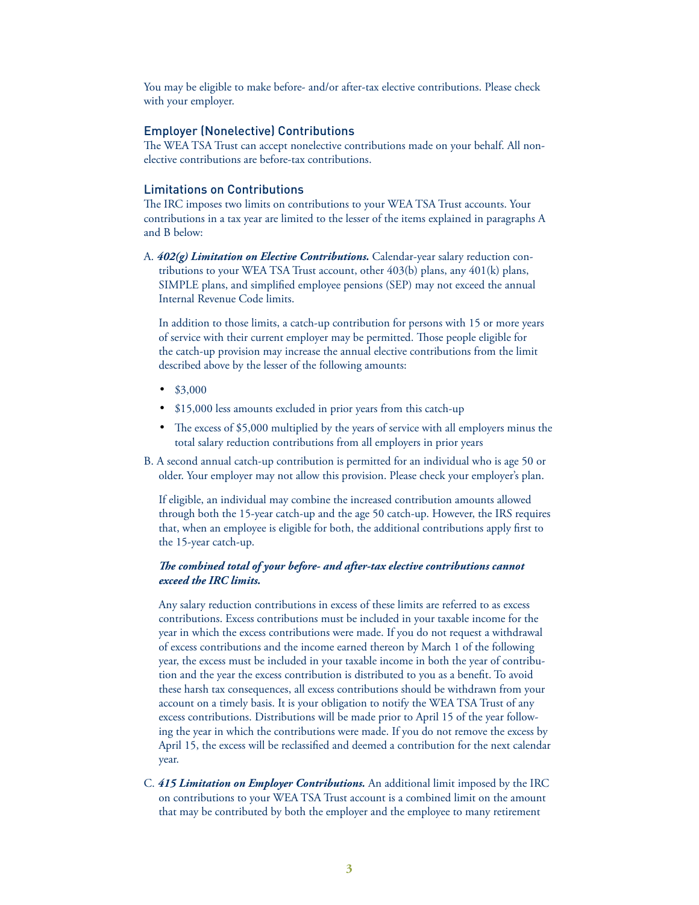You may be eligible to make before- and/or after-tax elective contributions. Please check with your employer.

## Employer (Nonelective) Contributions

The WEA TSA Trust can accept nonelective contributions made on your behalf. All nonelective contributions are before-tax contributions.

## Limitations on Contributions

The IRC imposes two limits on contributions to your WEA TSA Trust accounts. Your contributions in a tax year are limited to the lesser of the items explained in paragraphs A and B below:

A. ***402(g) Limitation on Elective Contributions.*** Calendar-year salary reduction contributions to your WEA TSA Trust account, other 403(b) plans, any 401(k) plans, SIMPLE plans, and simplified employee pensions (SEP) may not exceed the annual Internal Revenue Code limits.

   In addition to those limits, a catch-up contribution for persons with 15 or more years of service with their current employer may be permitted. Those people eligible for the catch-up provision may increase the annual elective contributions from the limit described above by the lesser of the following amounts:

   - $3,000
   - $15,000 less amounts excluded in prior years from this catch-up
   - The excess of $5,000 multiplied by the years of service with all employers minus the total salary reduction contributions from all employers in prior years

B. A second annual catch-up contribution is permitted for an individual who is age 50 or older. Your employer may not allow this provision. Please check your employer's plan.

   If eligible, an individual may combine the increased contribution amounts allowed through both the 15-year catch-up and the age 50 catch-up. However, the IRS requires that, when an employee is eligible for both, the additional contributions apply first to the 15-year catch-up.

   ***The combined total of your before- and after-tax elective contributions cannot exceed the IRC limits.***

   Any salary reduction contributions in excess of these limits are referred to as excess contributions. Excess contributions must be included in your taxable income for the year in which the excess contributions were made. If you do not request a withdrawal of excess contributions and the income earned thereon by March 1 of the following year, the excess must be included in your taxable income in both the year of contribution and the year the excess contribution is distributed to you as a benefit. To avoid these harsh tax consequences, all excess contributions should be withdrawn from your account on a timely basis. It is your obligation to notify the WEA TSA Trust of any excess contributions. Distributions will be made prior to April 15 of the year following the year in which the contributions were made. If you do not remove the excess by April 15, the excess will be reclassified and deemed a contribution for the next calendar year.

C. ***415 Limitation on Employer Contributions.*** An additional limit imposed by the IRC on contributions to your WEA TSA Trust account is a combined limit on the amount that may be contributed by both the employer and the employee to many retirement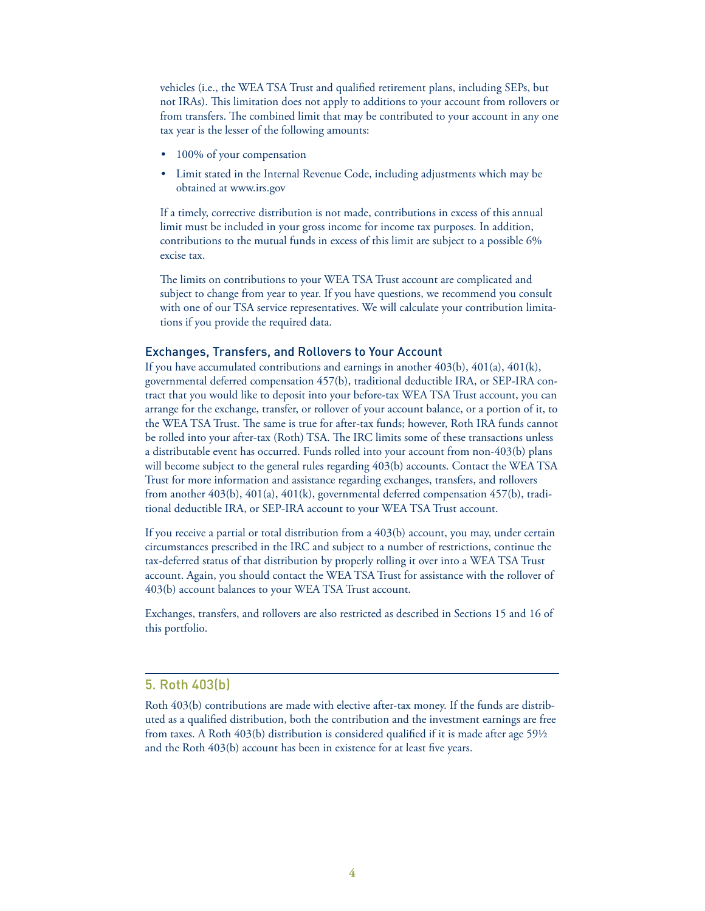vehicles (i.e., the WEA TSA Trust and qualified retirement plans, including SEPs, but not IRAs). This limitation does not apply to additions to your account from rollovers or from transfers. The combined limit that may be contributed to your account in any one tax year is the lesser of the following amounts:

- 100% of your compensation
- Limit stated in the Internal Revenue Code, including adjustments which may be obtained at www.irs.gov

If a timely, corrective distribution is not made, contributions in excess of this annual limit must be included in your gross income for income tax purposes. In addition, contributions to the mutual funds in excess of this limit are subject to a possible 6% excise tax.

The limits on contributions to your WEA TSA Trust account are complicated and subject to change from year to year. If you have questions, we recommend you consult with one of our TSA service representatives. We will calculate your contribution limitations if you provide the required data.

### Exchanges, Transfers, and Rollovers to Your Account

If you have accumulated contributions and earnings in another 403(b), 401(a), 401(k), governmental deferred compensation 457(b), traditional deductible IRA, or SEP-IRA contract that you would like to deposit into your before-tax WEA TSA Trust account, you can arrange for the exchange, transfer, or rollover of your account balance, or a portion of it, to the WEA TSA Trust. The same is true for after-tax funds; however, Roth IRA funds cannot be rolled into your after-tax (Roth) TSA. The IRC limits some of these transactions unless a distributable event has occurred. Funds rolled into your account from non-403(b) plans will become subject to the general rules regarding 403(b) accounts. Contact the WEA TSA Trust for more information and assistance regarding exchanges, transfers, and rollovers from another 403(b), 401(a), 401(k), governmental deferred compensation 457(b), traditional deductible IRA, or SEP-IRA account to your WEA TSA Trust account.

If you receive a partial or total distribution from a 403(b) account, you may, under certain circumstances prescribed in the IRC and subject to a number of restrictions, continue the tax-deferred status of that distribution by properly rolling it over into a WEA TSA Trust account. Again, you should contact the WEA TSA Trust for assistance with the rollover of 403(b) account balances to your WEA TSA Trust account.

Exchanges, transfers, and rollovers are also restricted as described in Sections 15 and 16 of this portfolio.

## 5. Roth 403(b)

Roth 403(b) contributions are made with elective after-tax money. If the funds are distributed as a qualified distribution, both the contribution and the investment earnings are free from taxes. A Roth 403(b) distribution is considered qualified if it is made after age 59½ and the Roth 403(b) account has been in existence for at least five years.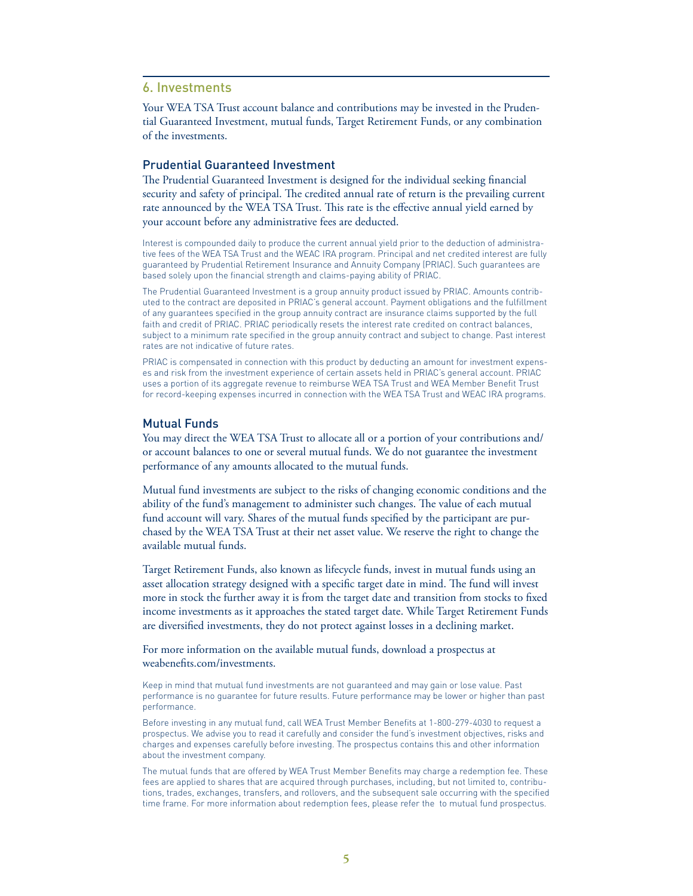## 6. Investments

Your WEA TSA Trust account balance and contributions may be invested in the Prudential Guaranteed Investment, mutual funds, Target Retirement Funds, or any combination of the investments.

### Prudential Guaranteed Investment

The Prudential Guaranteed Investment is designed for the individual seeking financial security and safety of principal. The credited annual rate of return is the prevailing current rate announced by the WEA TSA Trust. This rate is the effective annual yield earned by your account before any administrative fees are deducted.

Interest is compounded daily to produce the current annual yield prior to the deduction of administrative fees of the WEA TSA Trust and the WEAC IRA program. Principal and net credited interest are fully guaranteed by Prudential Retirement Insurance and Annuity Company (PRIAC). Such guarantees are based solely upon the financial strength and claims-paying ability of PRIAC.

The Prudential Guaranteed Investment is a group annuity product issued by PRIAC. Amounts contributed to the contract are deposited in PRIAC's general account. Payment obligations and the fulfillment of any guarantees specified in the group annuity contract are insurance claims supported by the full faith and credit of PRIAC. PRIAC periodically resets the interest rate credited on contract balances, subject to a minimum rate specified in the group annuity contract and subject to change. Past interest rates are not indicative of future rates.

PRIAC is compensated in connection with this product by deducting an amount for investment expenses and risk from the investment experience of certain assets held in PRIAC's general account. PRIAC uses a portion of its aggregate revenue to reimburse WEA TSA Trust and WEA Member Benefit Trust for record-keeping expenses incurred in connection with the WEA TSA Trust and WEAC IRA programs.

### Mutual Funds

You may direct the WEA TSA Trust to allocate all or a portion of your contributions and/or account balances to one or several mutual funds. We do not guarantee the investment performance of any amounts allocated to the mutual funds.

Mutual fund investments are subject to the risks of changing economic conditions and the ability of the fund's management to administer such changes. The value of each mutual fund account will vary. Shares of the mutual funds specified by the participant are purchased by the WEA TSA Trust at their net asset value. We reserve the right to change the available mutual funds.

Target Retirement Funds, also known as lifecycle funds, invest in mutual funds using an asset allocation strategy designed with a specific target date in mind. The fund will invest more in stock the further away it is from the target date and transition from stocks to fixed income investments as it approaches the stated target date. While Target Retirement Funds are diversified investments, they do not protect against losses in a declining market.

For more information on the available mutual funds, download a prospectus at weabenefits.com/investments.

Keep in mind that mutual fund investments are not guaranteed and may gain or lose value. Past performance is no guarantee for future results. Future performance may be lower or higher than past performance.

Before investing in any mutual fund, call WEA Trust Member Benefits at 1-800-279-4030 to request a prospectus. We advise you to read it carefully and consider the fund's investment objectives, risks and charges and expenses carefully before investing. The prospectus contains this and other information about the investment company.

The mutual funds that are offered by WEA Trust Member Benefits may charge a redemption fee. These fees are applied to shares that are acquired through purchases, including, but not limited to, contributions, trades, exchanges, transfers, and rollovers, and the subsequent sale occurring with the specified time frame. For more information about redemption fees, please refer the to mutual fund prospectus.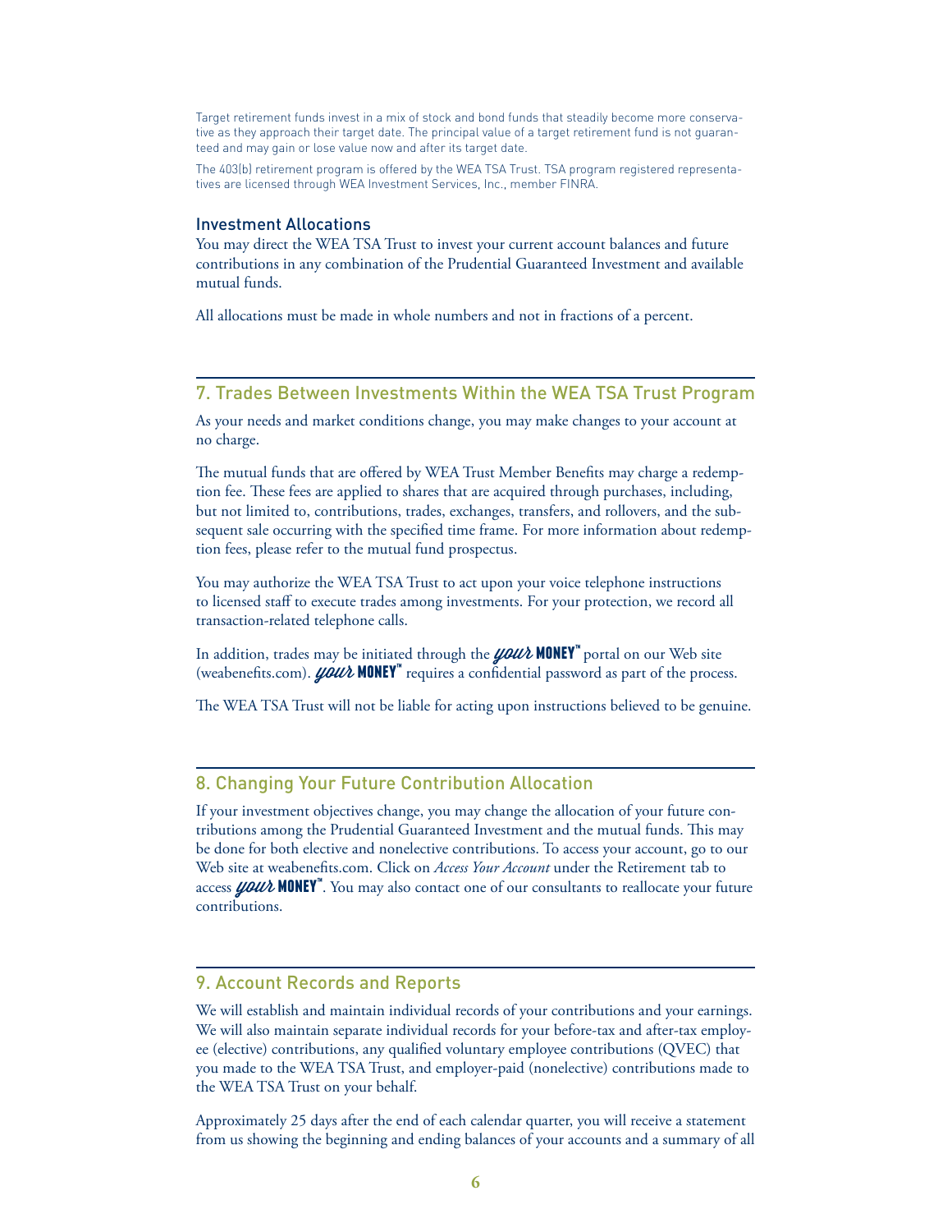Target retirement funds invest in a mix of stock and bond funds that steadily become more conservative as they approach their target date. The principal value of a target retirement fund is not guaranteed and may gain or lose value now and after its target date.

The 403(b) retirement program is offered by the WEA TSA Trust. TSA program registered representatives are licensed through WEA Investment Services, Inc., member FINRA.

### Investment Allocations

You may direct the WEA TSA Trust to invest your current account balances and future contributions in any combination of the Prudential Guaranteed Investment and available mutual funds.

All allocations must be made in whole numbers and not in fractions of a percent.

## 7. Trades Between Investments Within the WEA TSA Trust Program

As your needs and market conditions change, you may make changes to your account at no charge.

The mutual funds that are offered by WEA Trust Member Benefits may charge a redemption fee. These fees are applied to shares that are acquired through purchases, including, but not limited to, contributions, trades, exchanges, transfers, and rollovers, and the subsequent sale occurring with the specified time frame. For more information about redemption fees, please refer to the mutual fund prospectus.

You may authorize the WEA TSA Trust to act upon your voice telephone instructions to licensed staff to execute trades among investments. For your protection, we record all transaction-related telephone calls.

In addition, trades may be initiated through the ***your* MONEY™** portal on our Web site (weabenefits.com). ***your* MONEY™** requires a confidential password as part of the process.

The WEA TSA Trust will not be liable for acting upon instructions believed to be genuine.

## 8. Changing Your Future Contribution Allocation

If your investment objectives change, you may change the allocation of your future contributions among the Prudential Guaranteed Investment and the mutual funds. This may be done for both elective and nonelective contributions. To access your account, go to our Web site at weabenefits.com. Click on *Access Your Account* under the Retirement tab to access ***your* MONEY™**. You may also contact one of our consultants to reallocate your future contributions.

## 9. Account Records and Reports

We will establish and maintain individual records of your contributions and your earnings. We will also maintain separate individual records for your before-tax and after-tax employee (elective) contributions, any qualified voluntary employee contributions (QVEC) that you made to the WEA TSA Trust, and employer-paid (nonelective) contributions made to the WEA TSA Trust on your behalf.

Approximately 25 days after the end of each calendar quarter, you will receive a statement from us showing the beginning and ending balances of your accounts and a summary of all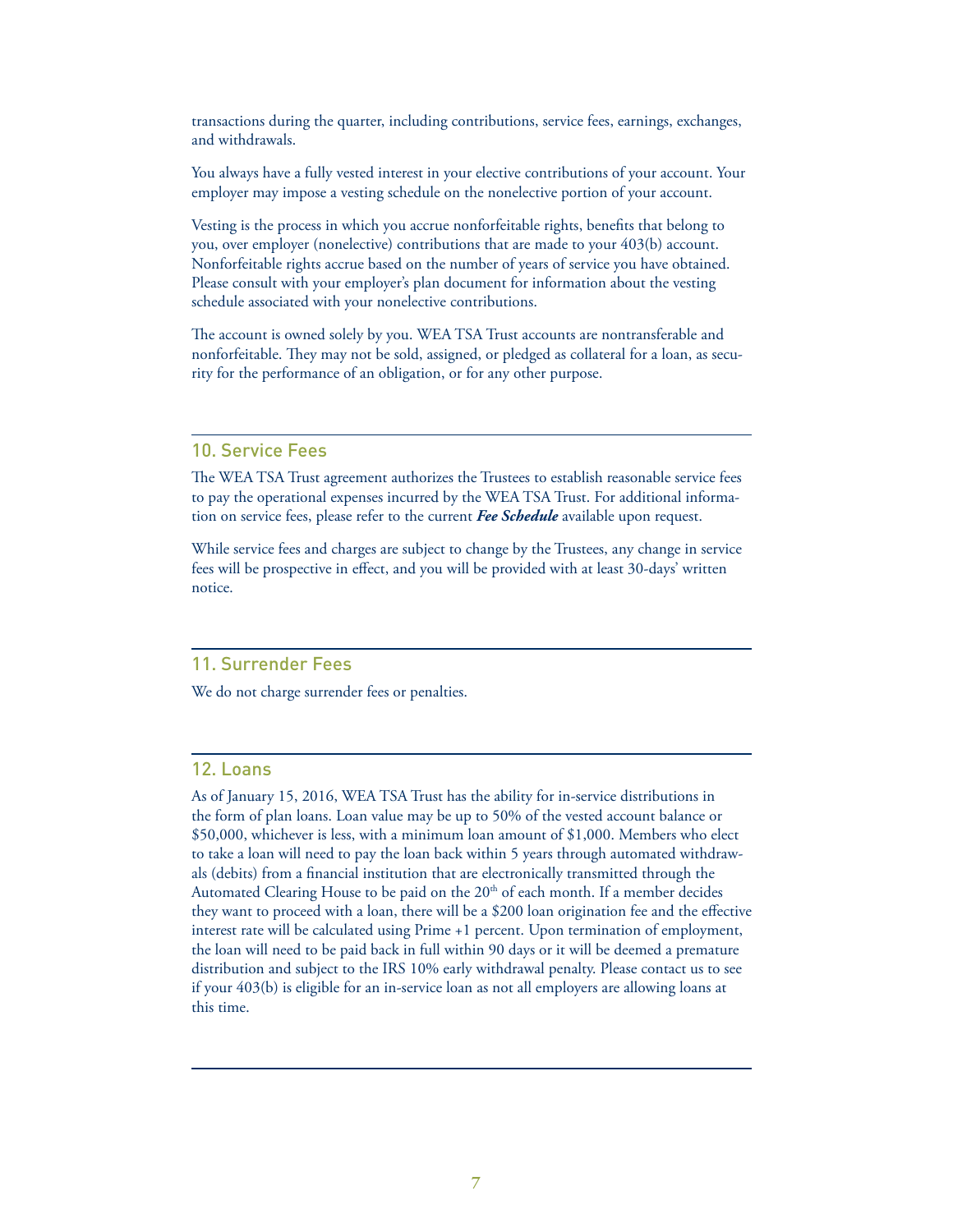transactions during the quarter, including contributions, service fees, earnings, exchanges, and withdrawals.

You always have a fully vested interest in your elective contributions of your account. Your employer may impose a vesting schedule on the nonelective portion of your account.

Vesting is the process in which you accrue nonforfeitable rights, benefits that belong to you, over employer (nonelective) contributions that are made to your 403(b) account. Nonforfeitable rights accrue based on the number of years of service you have obtained. Please consult with your employer's plan document for information about the vesting schedule associated with your nonelective contributions.

The account is owned solely by you. WEA TSA Trust accounts are nontransferable and nonforfeitable. They may not be sold, assigned, or pledged as collateral for a loan, as security for the performance of an obligation, or for any other purpose.

## 10. Service Fees

The WEA TSA Trust agreement authorizes the Trustees to establish reasonable service fees to pay the operational expenses incurred by the WEA TSA Trust. For additional information on service fees, please refer to the current ***Fee Schedule*** available upon request.

While service fees and charges are subject to change by the Trustees, any change in service fees will be prospective in effect, and you will be provided with at least 30-days' written notice.

## 11. Surrender Fees

We do not charge surrender fees or penalties.

## 12. Loans

As of January 15, 2016, WEA TSA Trust has the ability for in-service distributions in the form of plan loans. Loan value may be up to 50% of the vested account balance or $50,000, whichever is less, with a minimum loan amount of $1,000. Members who elect to take a loan will need to pay the loan back within 5 years through automated withdrawals (debits) from a financial institution that are electronically transmitted through the Automated Clearing House to be paid on the 20th of each month. If a member decides they want to proceed with a loan, there will be a $200 loan origination fee and the effective interest rate will be calculated using Prime +1 percent. Upon termination of employment, the loan will need to be paid back in full within 90 days or it will be deemed a premature distribution and subject to the IRS 10% early withdrawal penalty. Please contact us to see if your 403(b) is eligible for an in-service loan as not all employers are allowing loans at this time.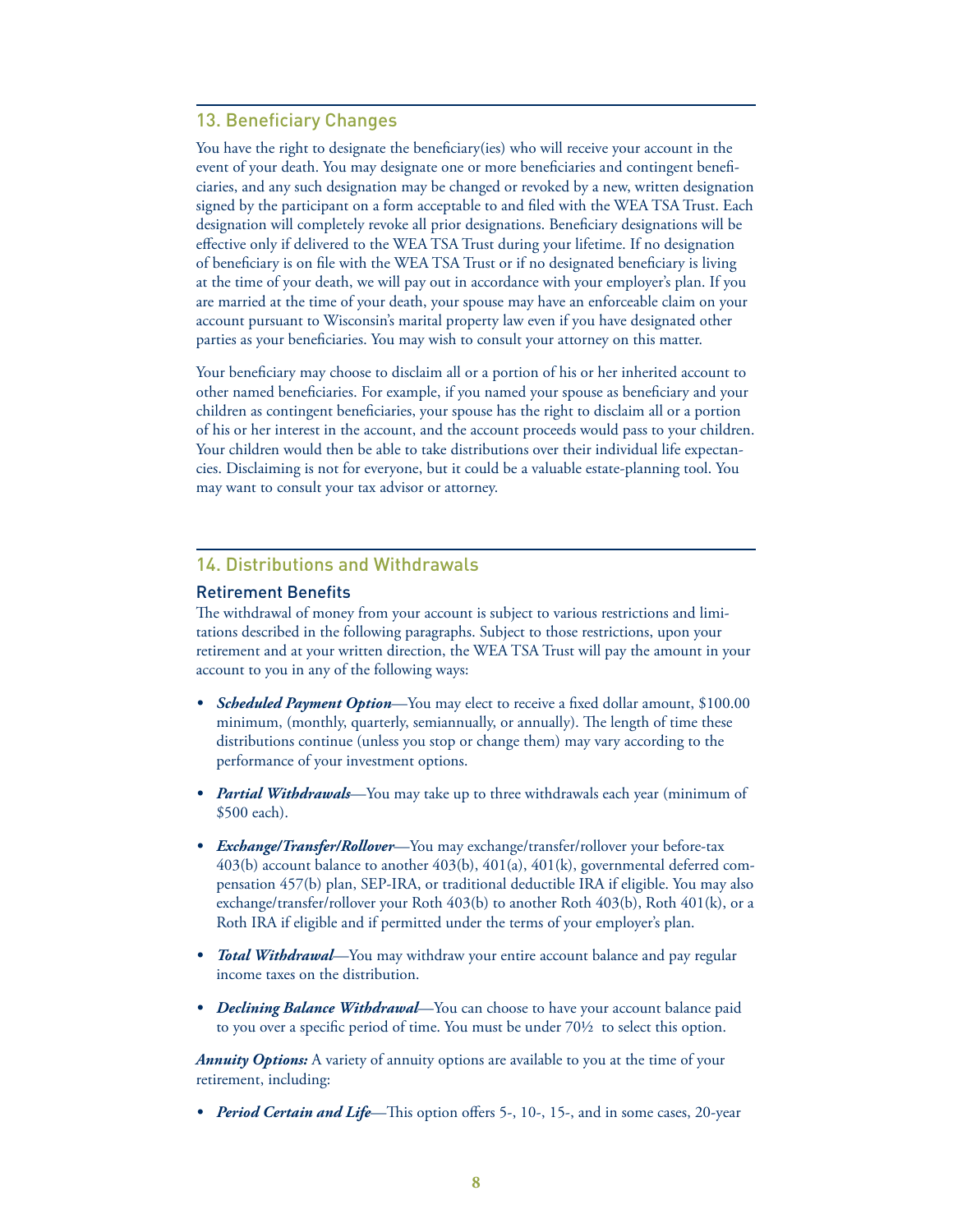## 13. Beneficiary Changes

You have the right to designate the beneficiary(ies) who will receive your account in the event of your death. You may designate one or more beneficiaries and contingent beneficiaries, and any such designation may be changed or revoked by a new, written designation signed by the participant on a form acceptable to and filed with the WEA TSA Trust. Each designation will completely revoke all prior designations. Beneficiary designations will be effective only if delivered to the WEA TSA Trust during your lifetime. If no designation of beneficiary is on file with the WEA TSA Trust or if no designated beneficiary is living at the time of your death, we will pay out in accordance with your employer's plan. If you are married at the time of your death, your spouse may have an enforceable claim on your account pursuant to Wisconsin's marital property law even if you have designated other parties as your beneficiaries. You may wish to consult your attorney on this matter.

Your beneficiary may choose to disclaim all or a portion of his or her inherited account to other named beneficiaries. For example, if you named your spouse as beneficiary and your children as contingent beneficiaries, your spouse has the right to disclaim all or a portion of his or her interest in the account, and the account proceeds would pass to your children. Your children would then be able to take distributions over their individual life expectancies. Disclaiming is not for everyone, but it could be a valuable estate-planning tool. You may want to consult your tax advisor or attorney.

## 14. Distributions and Withdrawals

### Retirement Benefits

The withdrawal of money from your account is subject to various restrictions and limitations described in the following paragraphs. Subject to those restrictions, upon your retirement and at your written direction, the WEA TSA Trust will pay the amount in your account to you in any of the following ways:

- ***Scheduled Payment Option***—You may elect to receive a fixed dollar amount, $100.00 minimum, (monthly, quarterly, semiannually, or annually). The length of time these distributions continue (unless you stop or change them) may vary according to the performance of your investment options.
- ***Partial Withdrawals***—You may take up to three withdrawals each year (minimum of $500 each).
- ***Exchange/Transfer/Rollover***—You may exchange/transfer/rollover your before-tax 403(b) account balance to another 403(b), 401(a), 401(k), governmental deferred compensation 457(b) plan, SEP-IRA, or traditional deductible IRA if eligible. You may also exchange/transfer/rollover your Roth 403(b) to another Roth 403(b), Roth 401(k), or a Roth IRA if eligible and if permitted under the terms of your employer's plan.
- ***Total Withdrawal***—You may withdraw your entire account balance and pay regular income taxes on the distribution.
- ***Declining Balance Withdrawal***—You can choose to have your account balance paid to you over a specific period of time. You must be under 70½ to select this option.

***Annuity Options:*** A variety of annuity options are available to you at the time of your retirement, including:

- ***Period Certain and Life***—This option offers 5-, 10-, 15-, and in some cases, 20-year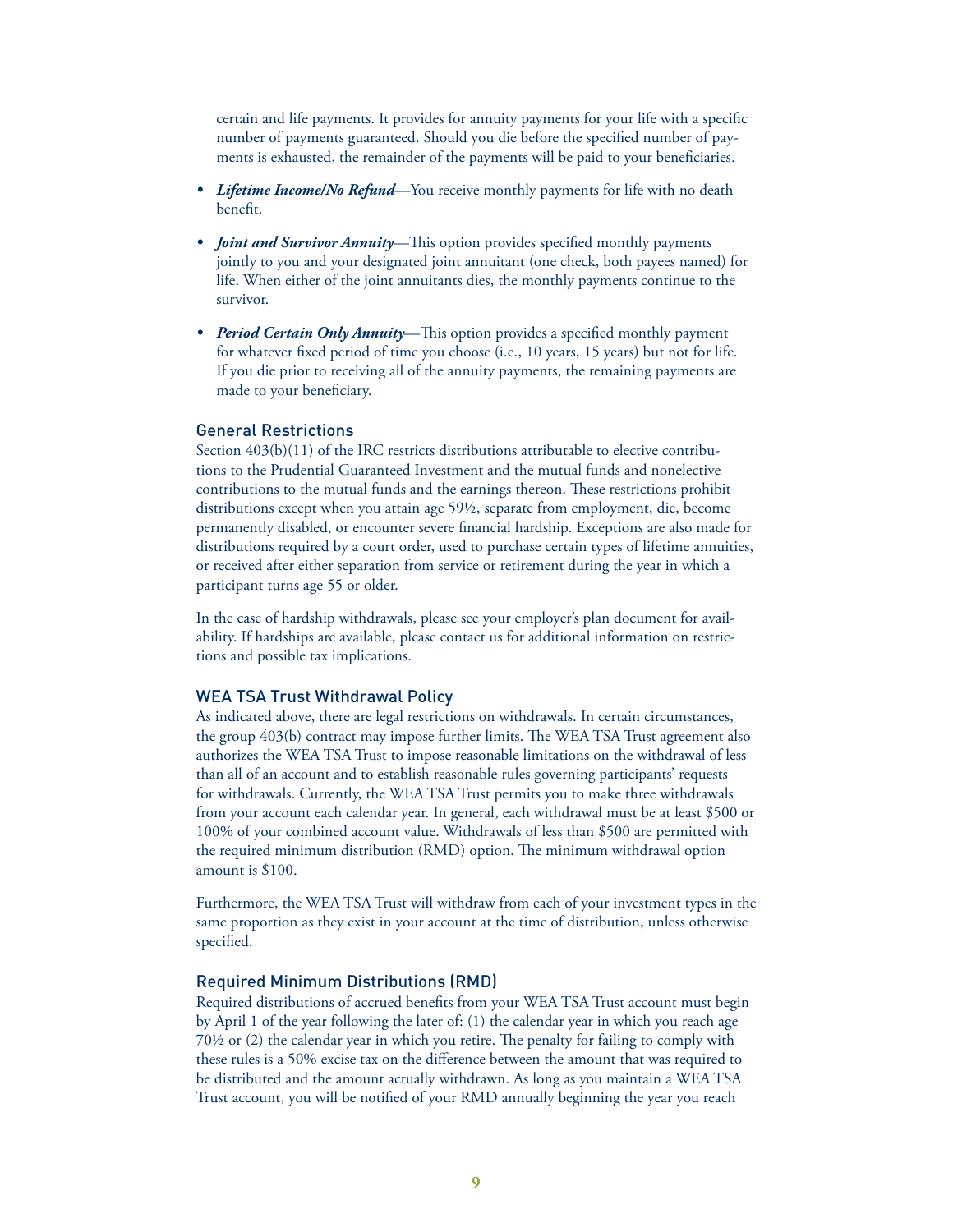certain and life payments. It provides for annuity payments for your life with a specific number of payments guaranteed. Should you die before the specified number of payments is exhausted, the remainder of the payments will be paid to your beneficiaries.

- ***Lifetime Income/No Refund***—You receive monthly payments for life with no death benefit.
- ***Joint and Survivor Annuity***—This option provides specified monthly payments jointly to you and your designated joint annuitant (one check, both payees named) for life. When either of the joint annuitants dies, the monthly payments continue to the survivor.
- ***Period Certain Only Annuity***—This option provides a specified monthly payment for whatever fixed period of time you choose (i.e., 10 years, 15 years) but not for life. If you die prior to receiving all of the annuity payments, the remaining payments are made to your beneficiary.

## General Restrictions

Section 403(b)(11) of the IRC restricts distributions attributable to elective contributions to the Prudential Guaranteed Investment and the mutual funds and nonelective contributions to the mutual funds and the earnings thereon. These restrictions prohibit distributions except when you attain age 59½, separate from employment, die, become permanently disabled, or encounter severe financial hardship. Exceptions are also made for distributions required by a court order, used to purchase certain types of lifetime annuities, or received after either separation from service or retirement during the year in which a participant turns age 55 or older.

In the case of hardship withdrawals, please see your employer's plan document for availability. If hardships are available, please contact us for additional information on restrictions and possible tax implications.

## WEA TSA Trust Withdrawal Policy

As indicated above, there are legal restrictions on withdrawals. In certain circumstances, the group 403(b) contract may impose further limits. The WEA TSA Trust agreement also authorizes the WEA TSA Trust to impose reasonable limitations on the withdrawal of less than all of an account and to establish reasonable rules governing participants' requests for withdrawals. Currently, the WEA TSA Trust permits you to make three withdrawals from your account each calendar year. In general, each withdrawal must be at least $500 or 100% of your combined account value. Withdrawals of less than $500 are permitted with the required minimum distribution (RMD) option. The minimum withdrawal option amount is $100.

Furthermore, the WEA TSA Trust will withdraw from each of your investment types in the same proportion as they exist in your account at the time of distribution, unless otherwise specified.

## Required Minimum Distributions (RMD)

Required distributions of accrued benefits from your WEA TSA Trust account must begin by April 1 of the year following the later of: (1) the calendar year in which you reach age 70½ or (2) the calendar year in which you retire. The penalty for failing to comply with these rules is a 50% excise tax on the difference between the amount that was required to be distributed and the amount actually withdrawn. As long as you maintain a WEA TSA Trust account, you will be notified of your RMD annually beginning the year you reach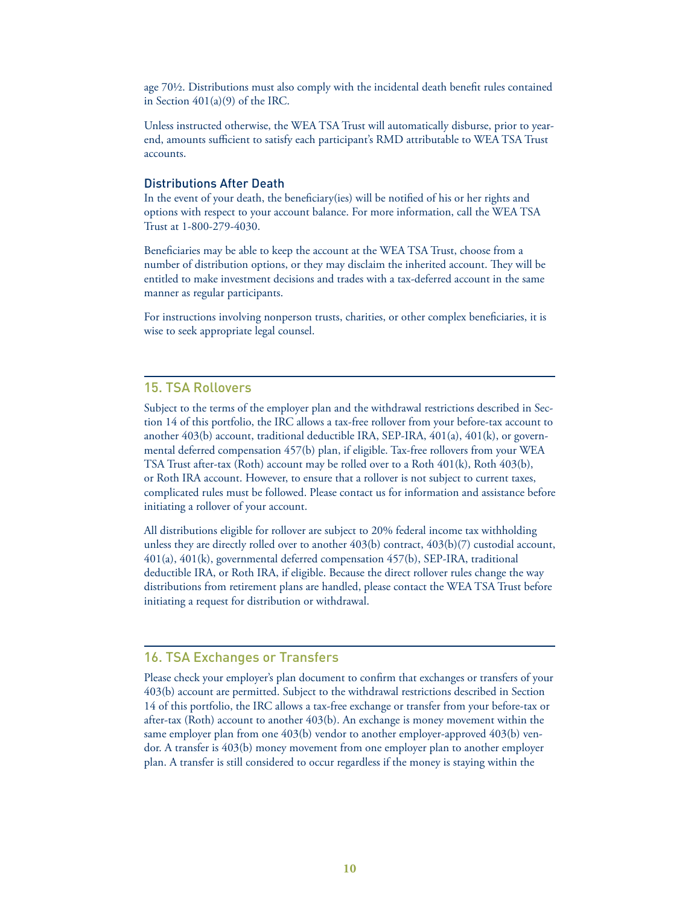age 70½. Distributions must also comply with the incidental death benefit rules contained in Section 401(a)(9) of the IRC.

Unless instructed otherwise, the WEA TSA Trust will automatically disburse, prior to year-end, amounts sufficient to satisfy each participant's RMD attributable to WEA TSA Trust accounts.

### Distributions After Death

In the event of your death, the beneficiary(ies) will be notified of his or her rights and options with respect to your account balance. For more information, call the WEA TSA Trust at 1-800-279-4030.

Beneficiaries may be able to keep the account at the WEA TSA Trust, choose from a number of distribution options, or they may disclaim the inherited account. They will be entitled to make investment decisions and trades with a tax-deferred account in the same manner as regular participants.

For instructions involving nonperson trusts, charities, or other complex beneficiaries, it is wise to seek appropriate legal counsel.

## 15. TSA Rollovers

Subject to the terms of the employer plan and the withdrawal restrictions described in Section 14 of this portfolio, the IRC allows a tax-free rollover from your before-tax account to another 403(b) account, traditional deductible IRA, SEP-IRA, 401(a), 401(k), or governmental deferred compensation 457(b) plan, if eligible. Tax-free rollovers from your WEA TSA Trust after-tax (Roth) account may be rolled over to a Roth 401(k), Roth 403(b), or Roth IRA account. However, to ensure that a rollover is not subject to current taxes, complicated rules must be followed. Please contact us for information and assistance before initiating a rollover of your account.

All distributions eligible for rollover are subject to 20% federal income tax withholding unless they are directly rolled over to another 403(b) contract, 403(b)(7) custodial account, 401(a), 401(k), governmental deferred compensation 457(b), SEP-IRA, traditional deductible IRA, or Roth IRA, if eligible. Because the direct rollover rules change the way distributions from retirement plans are handled, please contact the WEA TSA Trust before initiating a request for distribution or withdrawal.

## 16. TSA Exchanges or Transfers

Please check your employer's plan document to confirm that exchanges or transfers of your 403(b) account are permitted. Subject to the withdrawal restrictions described in Section 14 of this portfolio, the IRC allows a tax-free exchange or transfer from your before-tax or after-tax (Roth) account to another 403(b). An exchange is money movement within the same employer plan from one 403(b) vendor to another employer-approved 403(b) vendor. A transfer is 403(b) money movement from one employer plan to another employer plan. A transfer is still considered to occur regardless if the money is staying within the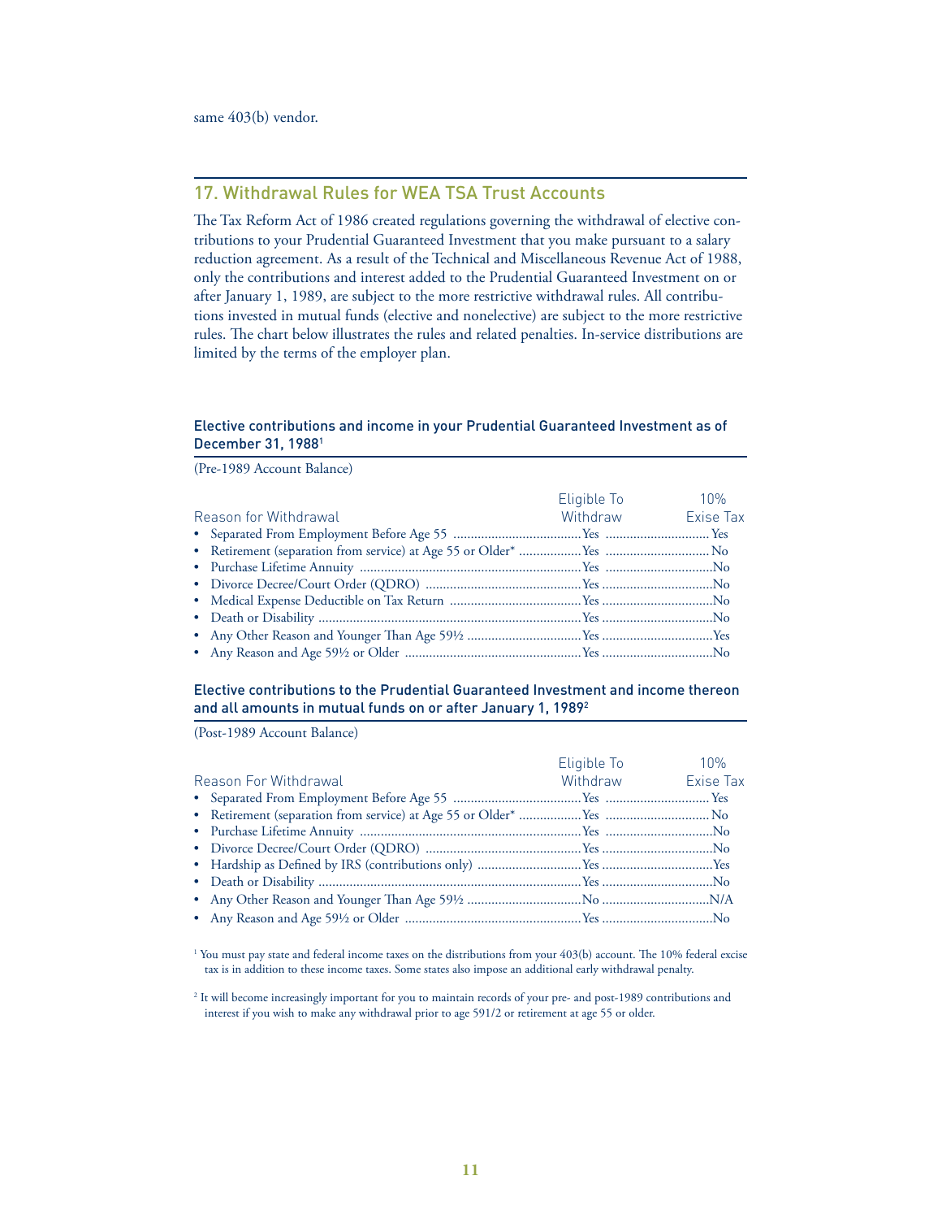same 403(b) vendor.

## 17. Withdrawal Rules for WEA TSA Trust Accounts

The Tax Reform Act of 1986 created regulations governing the withdrawal of elective contributions to your Prudential Guaranteed Investment that you make pursuant to a salary reduction agreement. As a result of the Technical and Miscellaneous Revenue Act of 1988, only the contributions and interest added to the Prudential Guaranteed Investment on or after January 1, 1989, are subject to the more restrictive withdrawal rules. All contributions invested in mutual funds (elective and nonelective) are subject to the more restrictive rules. The chart below illustrates the rules and related penalties. In-service distributions are limited by the terms of the employer plan.

### Elective contributions and income in your Prudential Guaranteed Investment as of December 31, 1988[1]

(Pre-1989 Account Balance)

| Reason for Withdrawal | Eligible To Withdraw | 10% Exise Tax |
|---|---|---|
| • Separated From Employment Before Age 55 | Yes | Yes |
| • Retirement (separation from service) at Age 55 or Older* | Yes | No |
| • Purchase Lifetime Annuity | Yes | No |
| • Divorce Decree/Court Order (QDRO) | Yes | No |
| • Medical Expense Deductible on Tax Return | Yes | No |
| • Death or Disability | Yes | No |
| • Any Other Reason and Younger Than Age 59½ | Yes | Yes |
| • Any Reason and Age 59½ or Older | Yes | No |

### Elective contributions to the Prudential Guaranteed Investment and income thereon and all amounts in mutual funds on or after January 1, 1989[2]

(Post-1989 Account Balance)

| Reason For Withdrawal | Eligible To Withdraw | 10% Exise Tax |
|---|---|---|
| • Separated From Employment Before Age 55 | Yes | Yes |
| • Retirement (separation from service) at Age 55 or Older* | Yes | No |
| • Purchase Lifetime Annuity | Yes | No |
| • Divorce Decree/Court Order (QDRO) | Yes | No |
| • Hardship as Defined by IRS (contributions only) | Yes | Yes |
| • Death or Disability | Yes | No |
| • Any Other Reason and Younger Than Age 59½ | No | N/A |
| • Any Reason and Age 59½ or Older | Yes | No |

[1] You must pay state and federal income taxes on the distributions from your 403(b) account. The 10% federal excise tax is in addition to these income taxes. Some states also impose an additional early withdrawal penalty.

[2] It will become increasingly important for you to maintain records of your pre- and post-1989 contributions and interest if you wish to make any withdrawal prior to age 591/2 or retirement at age 55 or older.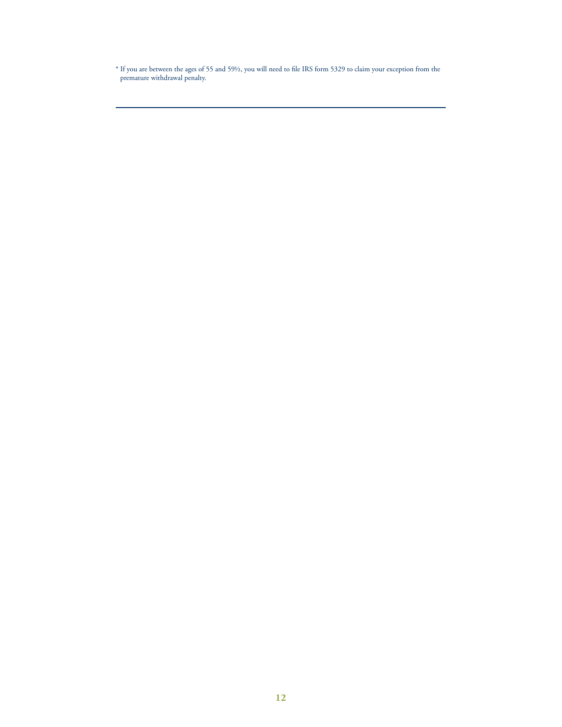* If you are between the ages of 55 and 59½, you will need to file IRS form 5329 to claim your exception from the premature withdrawal penalty.

---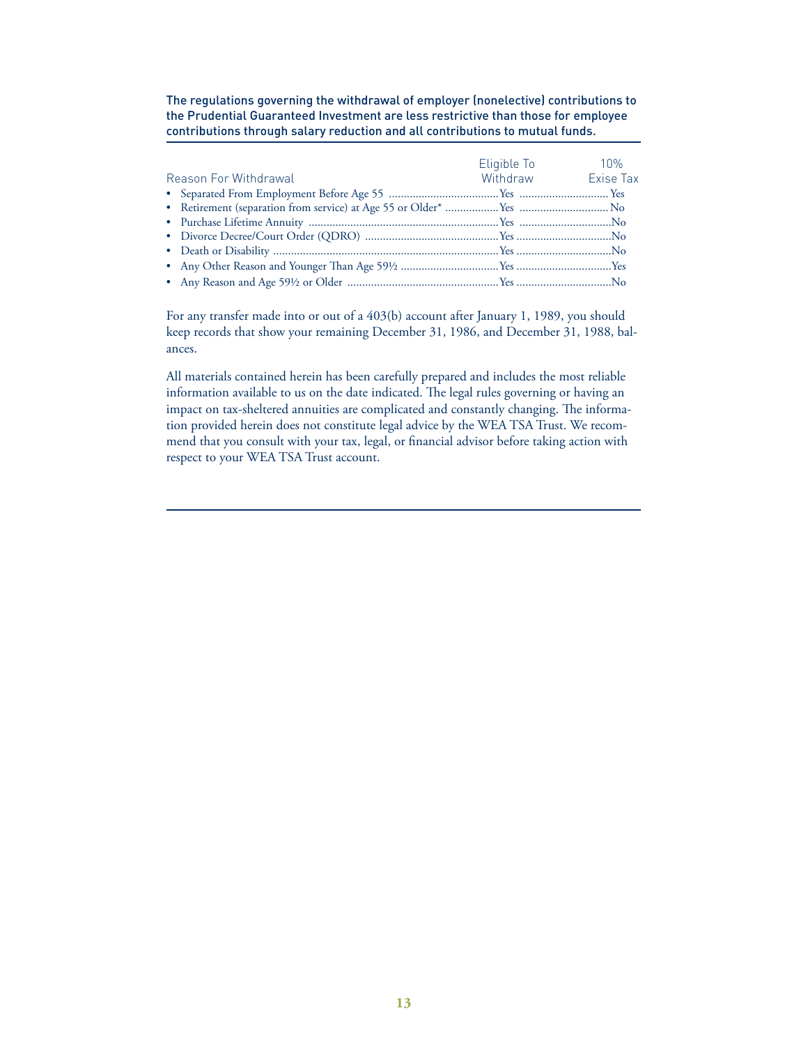The regulations governing the withdrawal of employer (nonelective) contributions to the Prudential Guaranteed Investment are less restrictive than those for employee contributions through salary reduction and all contributions to mutual funds.

| Reason For Withdrawal | Eligible To Withdraw | 10% Exise Tax |
|---|---|---|
| • Separated From Employment Before Age 55 | Yes | Yes |
| • Retirement (separation from service) at Age 55 or Older* | Yes | No |
| • Purchase Lifetime Annuity | Yes | No |
| • Divorce Decree/Court Order (QDRO) | Yes | No |
| • Death or Disability | Yes | No |
| • Any Other Reason and Younger Than Age 59½ | Yes | Yes |
| • Any Reason and Age 59½ or Older | Yes | No |

For any transfer made into or out of a 403(b) account after January 1, 1989, you should keep records that show your remaining December 31, 1986, and December 31, 1988, balances.

All materials contained herein has been carefully prepared and includes the most reliable information available to us on the date indicated. The legal rules governing or having an impact on tax-sheltered annuities are complicated and constantly changing. The information provided herein does not constitute legal advice by the WEA TSA Trust. We recommend that you consult with your tax, legal, or financial advisor before taking action with respect to your WEA TSA Trust account.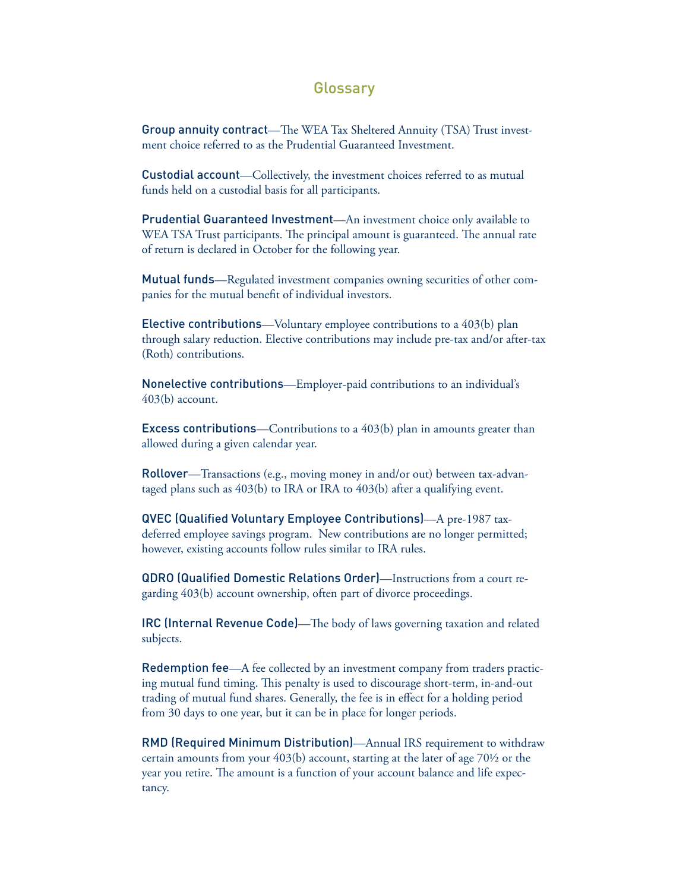# Glossary

**Group annuity contract**—The WEA Tax Sheltered Annuity (TSA) Trust investment choice referred to as the Prudential Guaranteed Investment.

**Custodial account**—Collectively, the investment choices referred to as mutual funds held on a custodial basis for all participants.

**Prudential Guaranteed Investment**—An investment choice only available to WEA TSA Trust participants. The principal amount is guaranteed. The annual rate of return is declared in October for the following year.

**Mutual funds**—Regulated investment companies owning securities of other companies for the mutual benefit of individual investors.

**Elective contributions**—Voluntary employee contributions to a 403(b) plan through salary reduction. Elective contributions may include pre-tax and/or after-tax (Roth) contributions.

**Nonelective contributions**—Employer-paid contributions to an individual's 403(b) account.

**Excess contributions**—Contributions to a 403(b) plan in amounts greater than allowed during a given calendar year.

**Rollover**—Transactions (e.g., moving money in and/or out) between tax-advantaged plans such as 403(b) to IRA or IRA to 403(b) after a qualifying event.

**QVEC (Qualified Voluntary Employee Contributions)**—A pre-1987 tax-deferred employee savings program. New contributions are no longer permitted; however, existing accounts follow rules similar to IRA rules.

**QDRO (Qualified Domestic Relations Order)**—Instructions from a court regarding 403(b) account ownership, often part of divorce proceedings.

**IRC (Internal Revenue Code)**—The body of laws governing taxation and related subjects.

**Redemption fee**—A fee collected by an investment company from traders practicing mutual fund timing. This penalty is used to discourage short-term, in-and-out trading of mutual fund shares. Generally, the fee is in effect for a holding period from 30 days to one year, but it can be in place for longer periods.

**RMD (Required Minimum Distribution)**—Annual IRS requirement to withdraw certain amounts from your 403(b) account, starting at the later of age 70½ or the year you retire. The amount is a function of your account balance and life expectancy.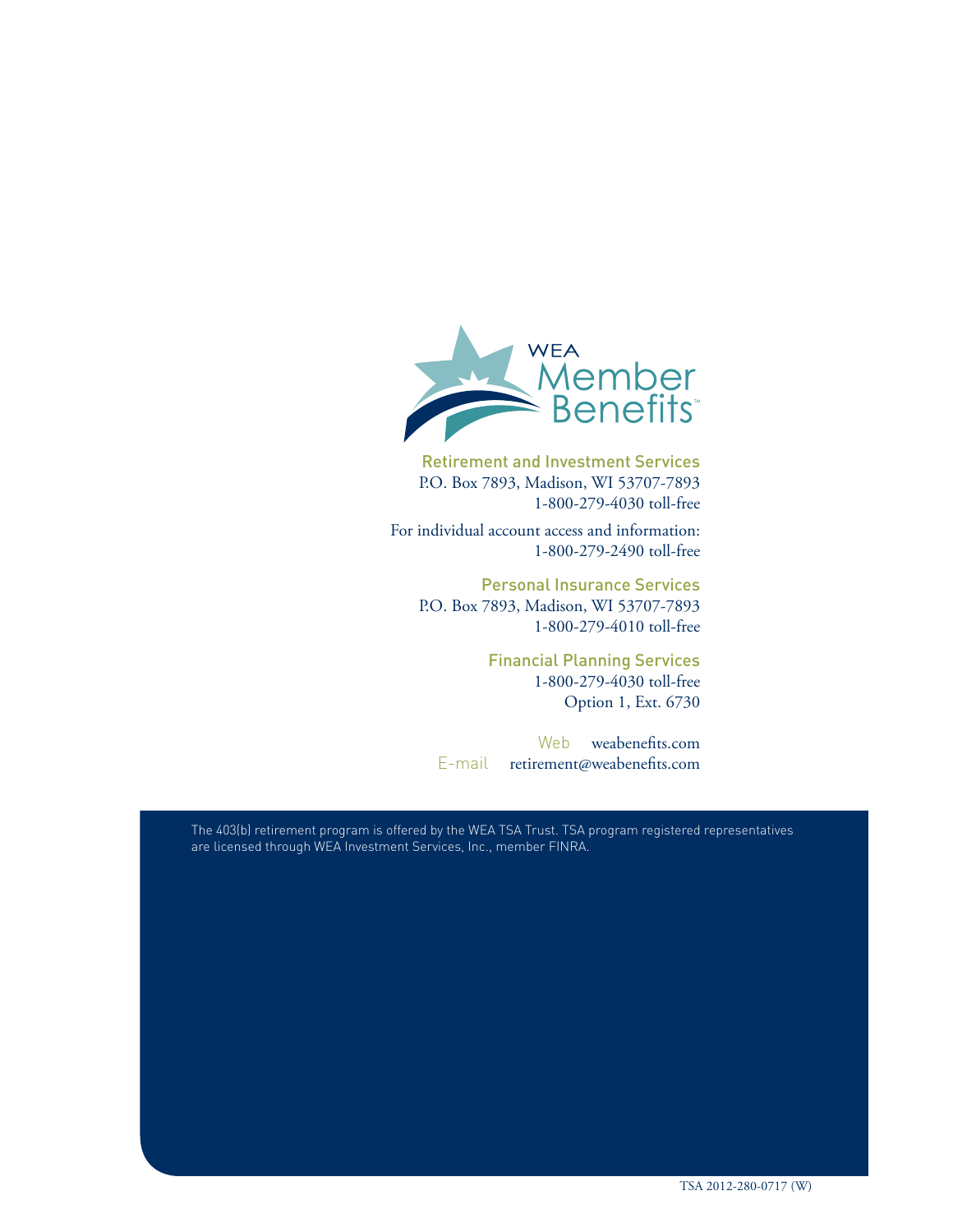WEA Member Benefits™

**Retirement and Investment Services**
P.O. Box 7893, Madison, WI 53707-7893
1-800-279-4030 toll-free

For individual account access and information:
1-800-279-2490 toll-free

**Personal Insurance Services**
P.O. Box 7893, Madison, WI 53707-7893
1-800-279-4010 toll-free

**Financial Planning Services**
1-800-279-4030 toll-free
Option 1, Ext. 6730

Web weabenefits.com
E-mail retirement@weabenefits.com

The 403(b) retirement program is offered by the WEA TSA Trust. TSA program registered representatives are licensed through WEA Investment Services, Inc., member FINRA.

TSA 2012-280-0717 (W)